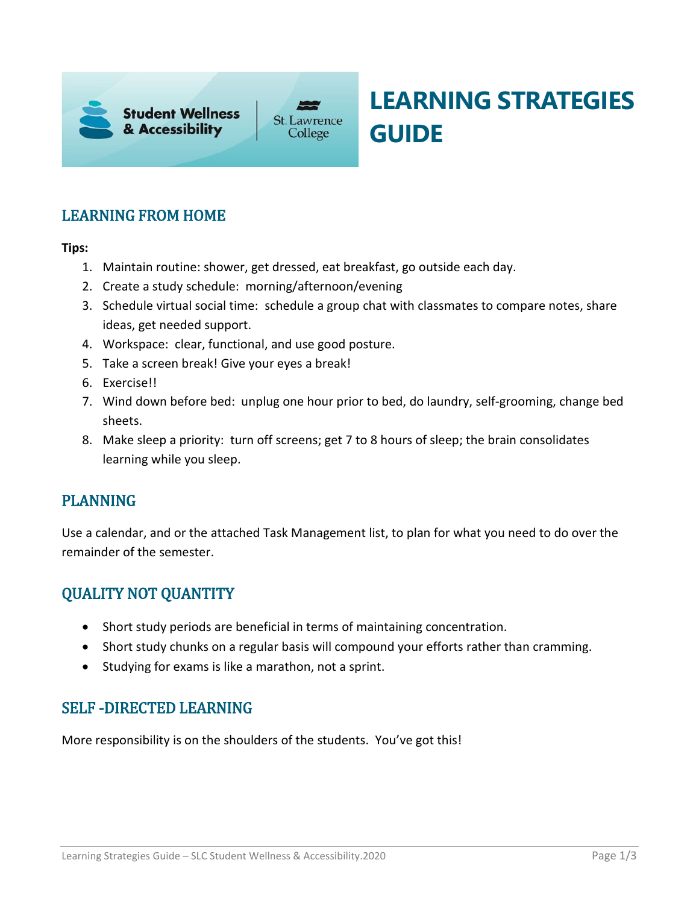# LEARNING STRATEGIES GUIDE

## LEARNING FROM HOME

**Tips:**

1. Maintain routine: shower, get dressed, eat breakfast, go outside each day.
2. Create a study schedule: morning/afternoon/evening
3. Schedule virtual social time: schedule a group chat with classmates to compare notes, share ideas, get needed support.
4. Workspace: clear, functional, and use good posture.
5. Take a screen break! Give your eyes a break!
6. Exercise!!
7. Wind down before bed: unplug one hour prior to bed, do laundry, self-grooming, change bed sheets.
8. Make sleep a priority: turn off screens; get 7 to 8 hours of sleep; the brain consolidates learning while you sleep.

## PLANNING

Use a calendar, and or the attached Task Management list, to plan for what you need to do over the remainder of the semester.

## QUALITY NOT QUANTITY

- Short study periods are beneficial in terms of maintaining concentration.
- Short study chunks on a regular basis will compound your efforts rather than cramming.
- Studying for exams is like a marathon, not a sprint.

## SELF -DIRECTED LEARNING

More responsibility is on the shoulders of the students. You've got this!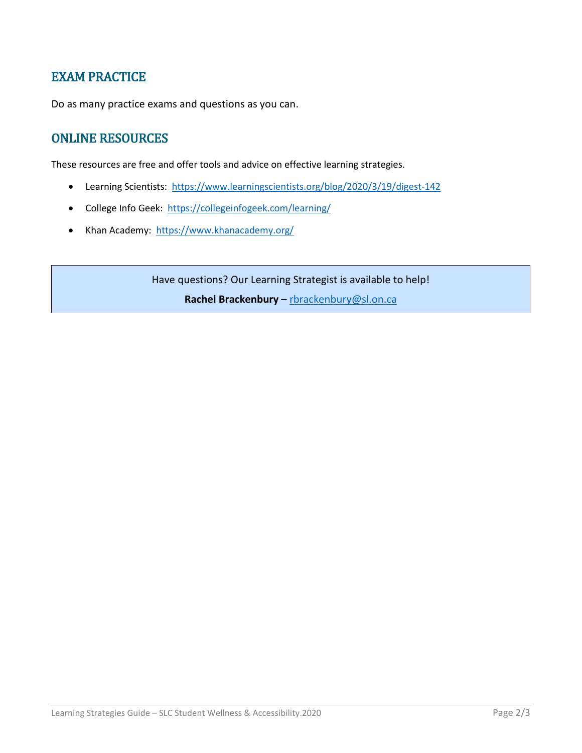## EXAM PRACTICE

Do as many practice exams and questions as you can.

## ONLINE RESOURCES

These resources are free and offer tools and advice on effective learning strategies.

- Learning Scientists: https://www.learningscientists.org/blog/2020/3/19/digest-142
- College Info Geek: https://collegeinfogeek.com/learning/
- Khan Academy: https://www.khanacademy.org/

Have questions? Our Learning Strategist is available to help!

**Rachel Brackenbury** – rbrackenbury@sl.on.ca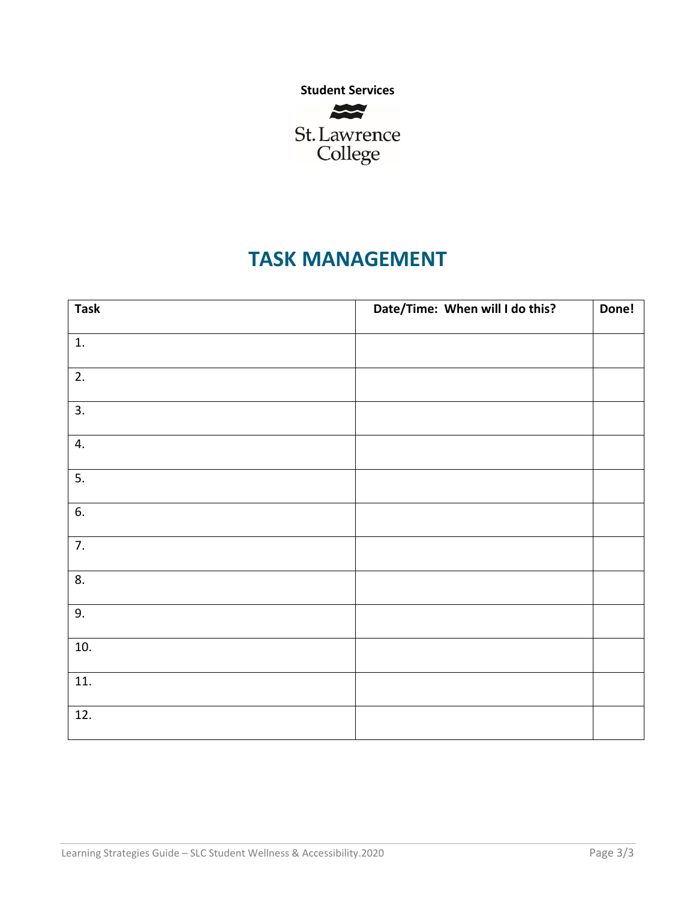Student Services

St. Lawrence College

# TASK MANAGEMENT

| Task | Date/Time: When will I do this? | Done! |
|---|---|---|
| 1. | | |
| 2. | | |
| 3. | | |
| 4. | | |
| 5. | | |
| 6. | | |
| 7. | | |
| 8. | | |
| 9. | | |
| 10. | | |
| 11. | | |
| 12. | | |